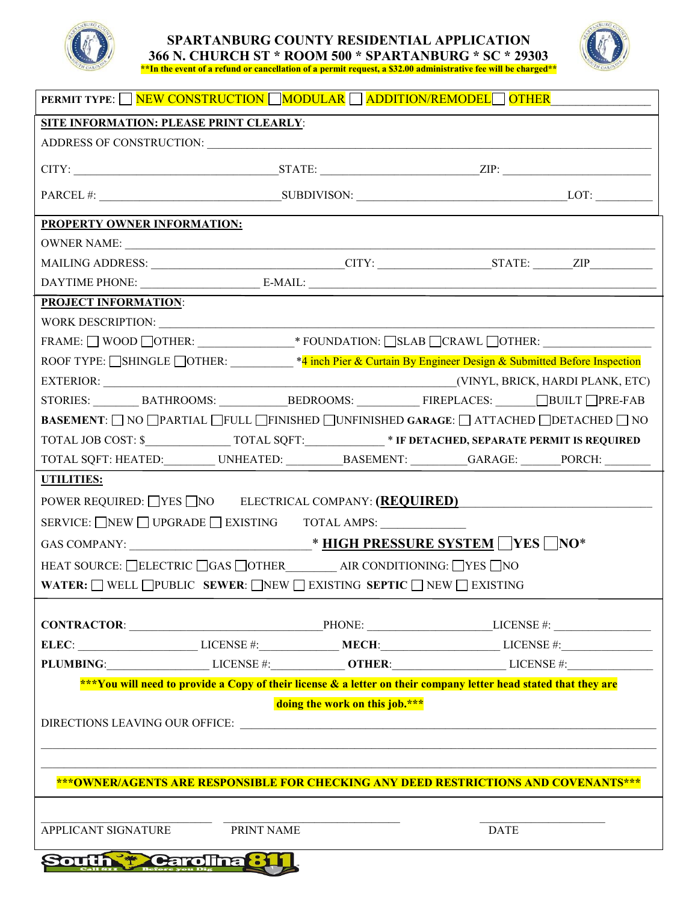# SPARTANBURG COUNTY RESIDENTIAL APPLICATION

## 366 N. CHURCH ST * ROOM 500 * SPARTANBURG * SC * 29303

**\*\*In the event of a refund or cancellation of a permit request, a $32.00 administrative fee will be charged\*\***

**PERMIT TYPE**: ☐ NEW CONSTRUCTION ☐ MODULAR ☐ ADDITION/REMODEL ☐ OTHER ________________

**SITE INFORMATION: PLEASE PRINT CLEARLY**:

ADDRESS OF CONSTRUCTION: ______________________________________________

CITY: ____________________ STATE: ____________________ ZIP: ____________________

PARCEL #: ____________________ SUBDIVISON: ____________________ LOT: __________

**PROPERTY OWNER INFORMATION:**

OWNER NAME: ______________________________________________

MAILING ADDRESS: ____________________ CITY: ____________________ STATE: ______ ZIP __________

DAYTIME PHONE: ____________________ E-MAIL: ____________________

**PROJECT INFORMATION**:

WORK DESCRIPTION: ______________________________________________

FRAME: ☐ WOOD ☐ OTHER: ______________ * FOUNDATION: ☐ SLAB ☐ CRAWL ☐ OTHER: ______________

ROOF TYPE: ☐ SHINGLE ☐ OTHER: __________ *4 inch Pier & Curtain By Engineer Design & Submitted Before Inspection

EXTERIOR: ______________________________________________ (VINYL, BRICK, HARDI PLANK, ETC)

STORIES: _______ BATHROOMS: __________ BEDROOMS: __________ FIREPLACES: ______ ☐ BUILT ☐ PRE-FAB

**BASEMENT**: ☐ NO ☐ PARTIAL ☐ FULL ☐ FINISHED ☐ UNFINISHED **GARAGE**: ☐ ATTACHED ☐ DETACHED ☐ NO

TOTAL JOB COST: $______________ TOTAL SQFT: ______________ * **IF DETACHED, SEPARATE PERMIT IS REQUIRED**

TOTAL SQFT: HEATED: ________ UNHEATED: _________ BASEMENT: _________ GARAGE: ______ PORCH: ________

**UTILITIES:**

POWER REQUIRED: ☐ YES ☐ NO ELECTRICAL COMPANY: **(REQUIRED)** ____________________

SERVICE: ☐ NEW ☐ UPGRADE ☐ EXISTING TOTAL AMPS: ______________

GAS COMPANY: ____________________ * **HIGH PRESSURE SYSTEM** ☐ **YES** ☐ **NO***

HEAT SOURCE: ☐ ELECTRIC ☐ GAS ☐ OTHER ________ AIR CONDITIONING: ☐ YES ☐ NO

**WATER:** ☐ WELL ☐ PUBLIC **SEWER**: ☐ NEW ☐ EXISTING **SEPTIC** ☐ NEW ☐ EXISTING

**CONTRACTOR**: ____________________ PHONE: ____________________ LICENSE #: ________________

**ELEC**: ____________________ LICENSE #: ______________ **MECH**: ____________________ LICENSE #: ______________

**PLUMBING**: ________________ LICENSE #: ____________ **OTHER**: ____________________ LICENSE #: ______________

**\*\*\*You will need to provide a Copy of their license & a letter on their company letter head stated that they are doing the work on this job.\*\*\***

DIRECTIONS LEAVING OUR OFFICE: ______________________________________________

______________________________________________

______________________________________________

**\*\*\*OWNER/AGENTS ARE RESPONSIBLE FOR CHECKING ANY DEED RESTRICTIONS AND COVENANTS\*\*\***

____________________ ____________________ ____________________

APPLICANT SIGNATURE PRINT NAME DATE

South Carolina 811 — Call 811 Before you Dig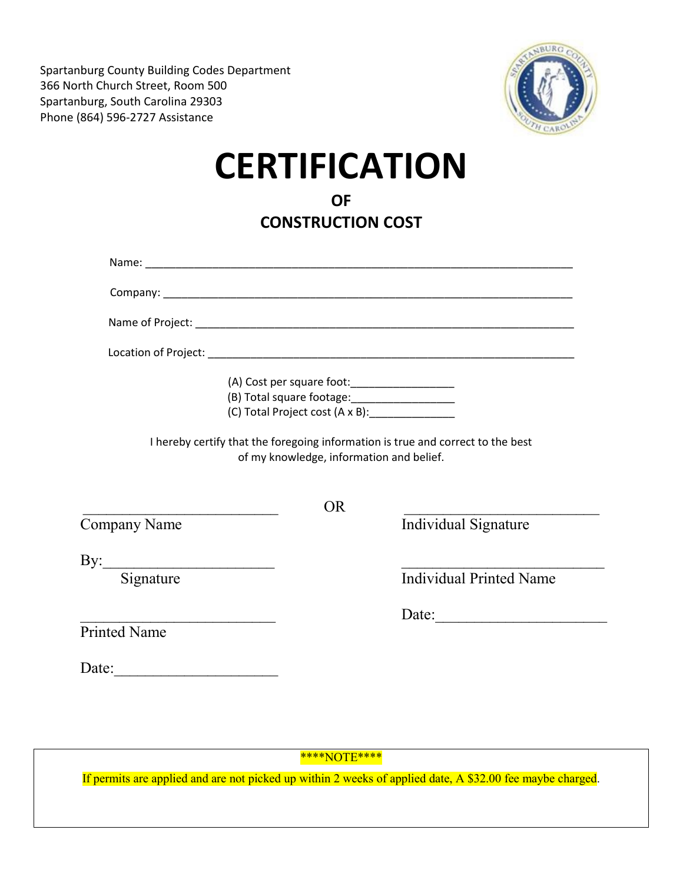Spartanburg County Building Codes Department
366 North Church Street, Room 500
Spartanburg, South Carolina 29303
Phone (864) 596-2727 Assistance

# CERTIFICATION

## OF

## CONSTRUCTION COST

Name: ___________________________________________________________________

Company: ________________________________________________________________

Name of Project: __________________________________________________________

Location of Project: ________________________________________________________

(A) Cost per square foot:_________________
(B) Total square footage:_________________
(C) Total Project cost (A x B):______________

I hereby certify that the foregoing information is true and correct to the best of my knowledge, information and belief.

___________________________
Company Name

By:______________________
Signature

___________________________
Printed Name

Date:_____________________

OR

___________________________
Individual Signature

___________________________
Individual Printed Name

Date:______________________

****NOTE****

If permits are applied and are not picked up within 2 weeks of applied date, A $32.00 fee maybe charged.